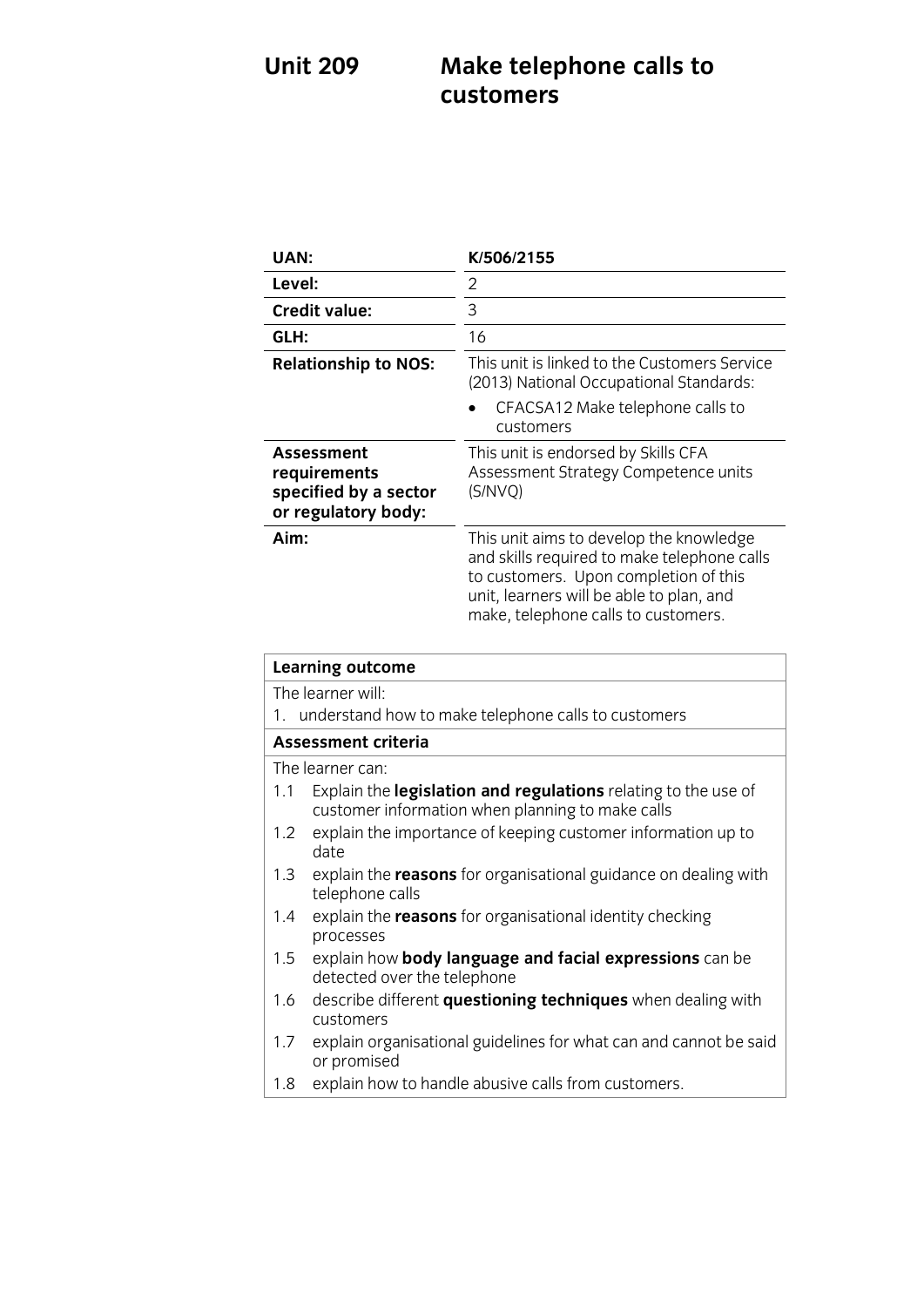# Unit 209 Make telephone calls to customers

| | |
|---|---|
| **UAN:** | **K/506/2155** |
| **Level:** | 2 |
| **Credit value:** | 3 |
| **GLH:** | 16 |
| **Relationship to NOS:** | This unit is linked to the Customers Service (2013) National Occupational Standards: <br>• CFACSA12 Make telephone calls to customers |
| **Assessment requirements specified by a sector or regulatory body:** | This unit is endorsed by Skills CFA Assessment Strategy Competence units (S/NVQ) |
| **Aim:** | This unit aims to develop the knowledge and skills required to make telephone calls to customers. Upon completion of this unit, learners will be able to plan, and make, telephone calls to customers. |

| **Learning outcome** |
|---|
| The learner will: <br>1. understand how to make telephone calls to customers |
| **Assessment criteria** |
| The learner can: <br>1.1 Explain the **legislation and regulations** relating to the use of customer information when planning to make calls <br>1.2 explain the importance of keeping customer information up to date <br>1.3 explain the **reasons** for organisational guidance on dealing with telephone calls <br>1.4 explain the **reasons** for organisational identity checking processes <br>1.5 explain how **body language and facial expressions** can be detected over the telephone <br>1.6 describe different **questioning techniques** when dealing with customers <br>1.7 explain organisational guidelines for what can and cannot be said or promised <br>1.8 explain how to handle abusive calls from customers. |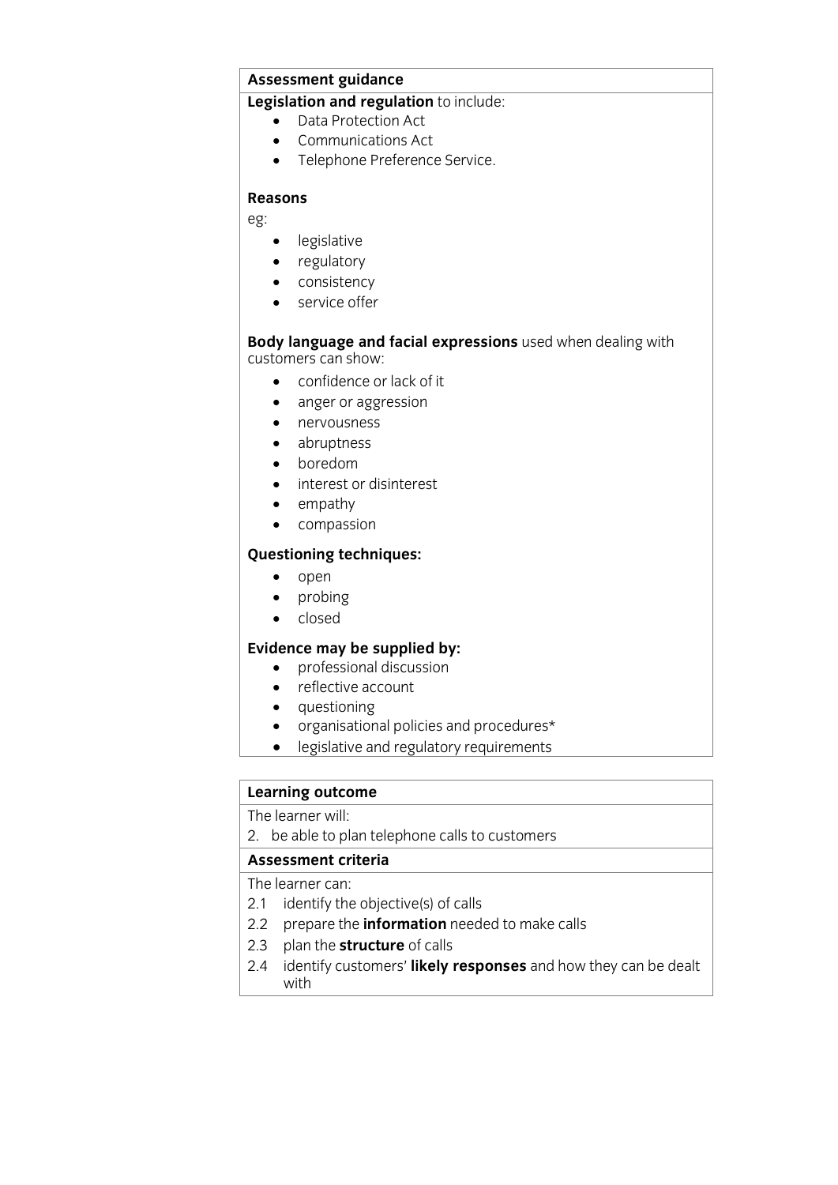**Assessment guidance**

**Legislation and regulation** to include:

- Data Protection Act
- Communications Act
- Telephone Preference Service.

**Reasons**

eg:

- legislative
- regulatory
- consistency
- service offer

**Body language and facial expressions** used when dealing with customers can show:

- confidence or lack of it
- anger or aggression
- nervousness
- abruptness
- boredom
- interest or disinterest
- empathy
- compassion

**Questioning techniques:**

- open
- probing
- closed

**Evidence may be supplied by:**

- professional discussion
- reflective account
- questioning
- organisational policies and procedures*
- legislative and regulatory requirements

**Learning outcome**

The learner will:

2. be able to plan telephone calls to customers

**Assessment criteria**

The learner can:

2.1 identify the objective(s) of calls

2.2 prepare the **information** needed to make calls

2.3 plan the **structure** of calls

2.4 identify customers' **likely responses** and how they can be dealt with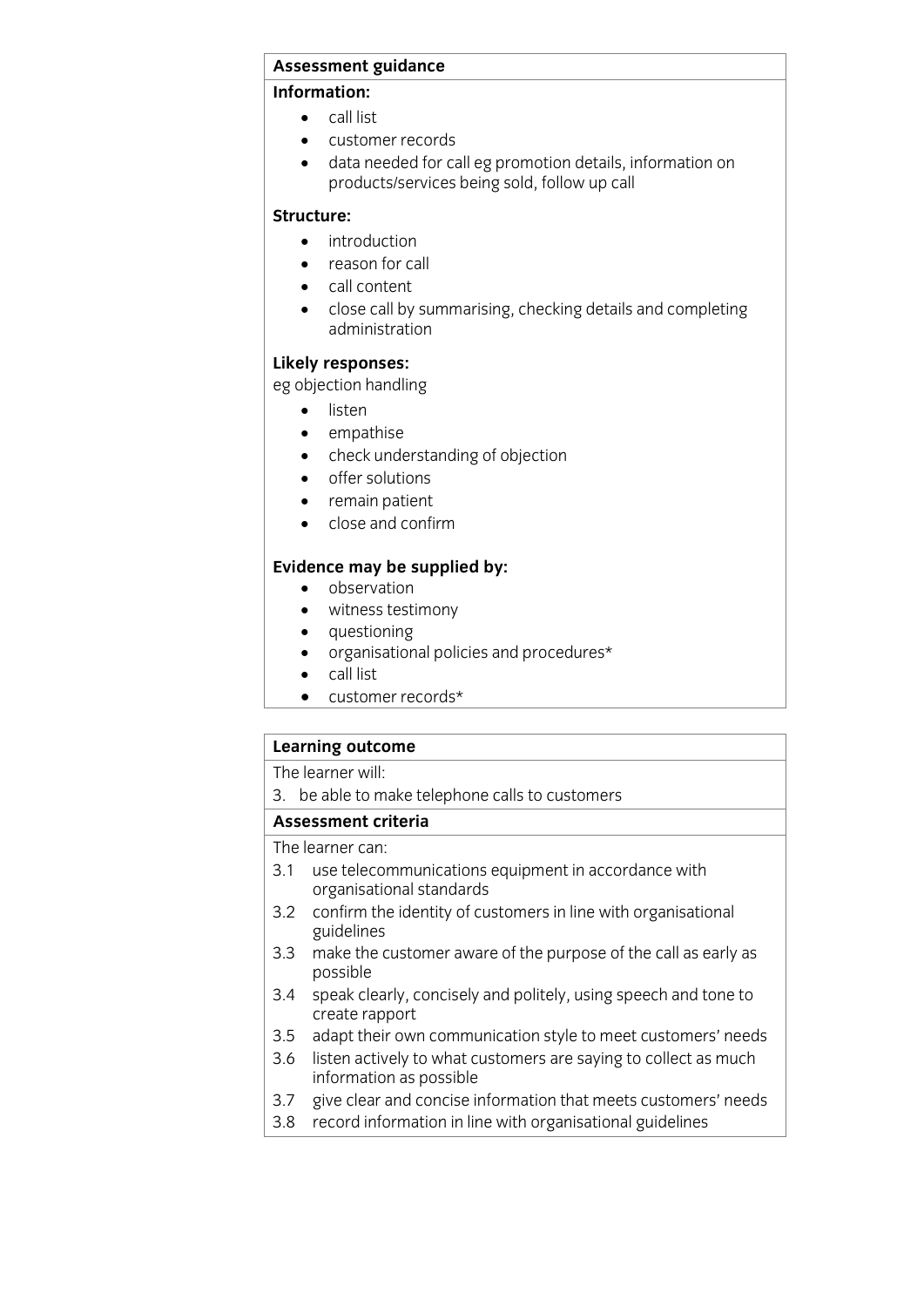**Assessment guidance**

**Information:**

- call list
- customer records
- data needed for call eg promotion details, information on products/services being sold, follow up call

**Structure:**

- introduction
- reason for call
- call content
- close call by summarising, checking details and completing administration

**Likely responses:**

eg objection handling

- listen
- empathise
- check understanding of objection
- offer solutions
- remain patient
- close and confirm

**Evidence may be supplied by:**

- observation
- witness testimony
- questioning
- organisational policies and procedures*
- call list
- customer records*

**Learning outcome**

The learner will:

3. be able to make telephone calls to customers

**Assessment criteria**

The learner can:

3.1 use telecommunications equipment in accordance with organisational standards

3.2 confirm the identity of customers in line with organisational guidelines

3.3 make the customer aware of the purpose of the call as early as possible

3.4 speak clearly, concisely and politely, using speech and tone to create rapport

3.5 adapt their own communication style to meet customers' needs

3.6 listen actively to what customers are saying to collect as much information as possible

3.7 give clear and concise information that meets customers' needs

3.8 record information in line with organisational guidelines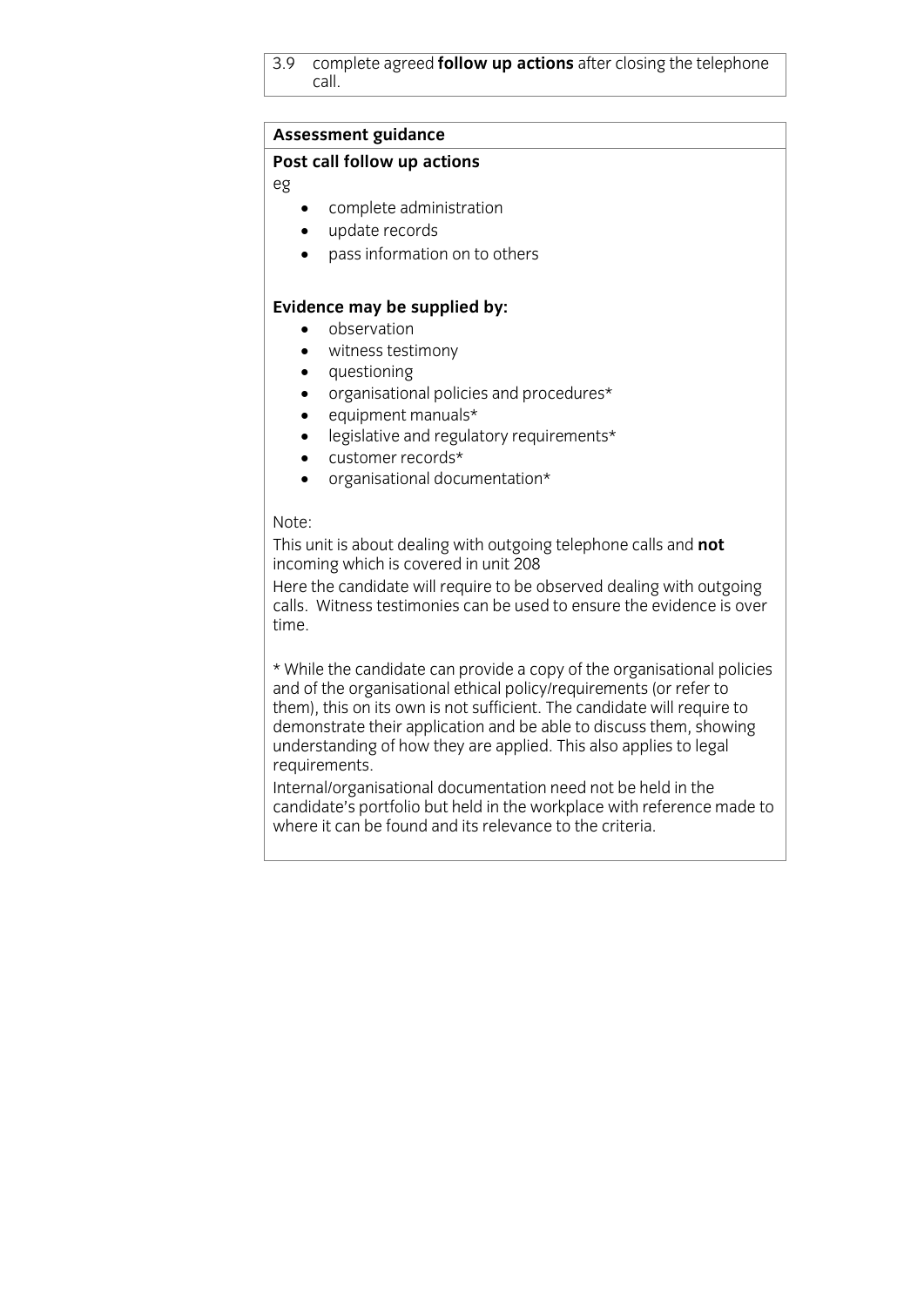3.9 complete agreed **follow up actions** after closing the telephone call.

**Assessment guidance**

**Post call follow up actions**

eg

- complete administration
- update records
- pass information on to others

**Evidence may be supplied by:**

- observation
- witness testimony
- questioning
- organisational policies and procedures*
- equipment manuals*
- legislative and regulatory requirements*
- customer records*
- organisational documentation*

Note:

This unit is about dealing with outgoing telephone calls and **not** incoming which is covered in unit 208

Here the candidate will require to be observed dealing with outgoing calls. Witness testimonies can be used to ensure the evidence is over time.

* While the candidate can provide a copy of the organisational policies and of the organisational ethical policy/requirements (or refer to them), this on its own is not sufficient. The candidate will require to demonstrate their application and be able to discuss them, showing understanding of how they are applied. This also applies to legal requirements.

Internal/organisational documentation need not be held in the candidate's portfolio but held in the workplace with reference made to where it can be found and its relevance to the criteria.